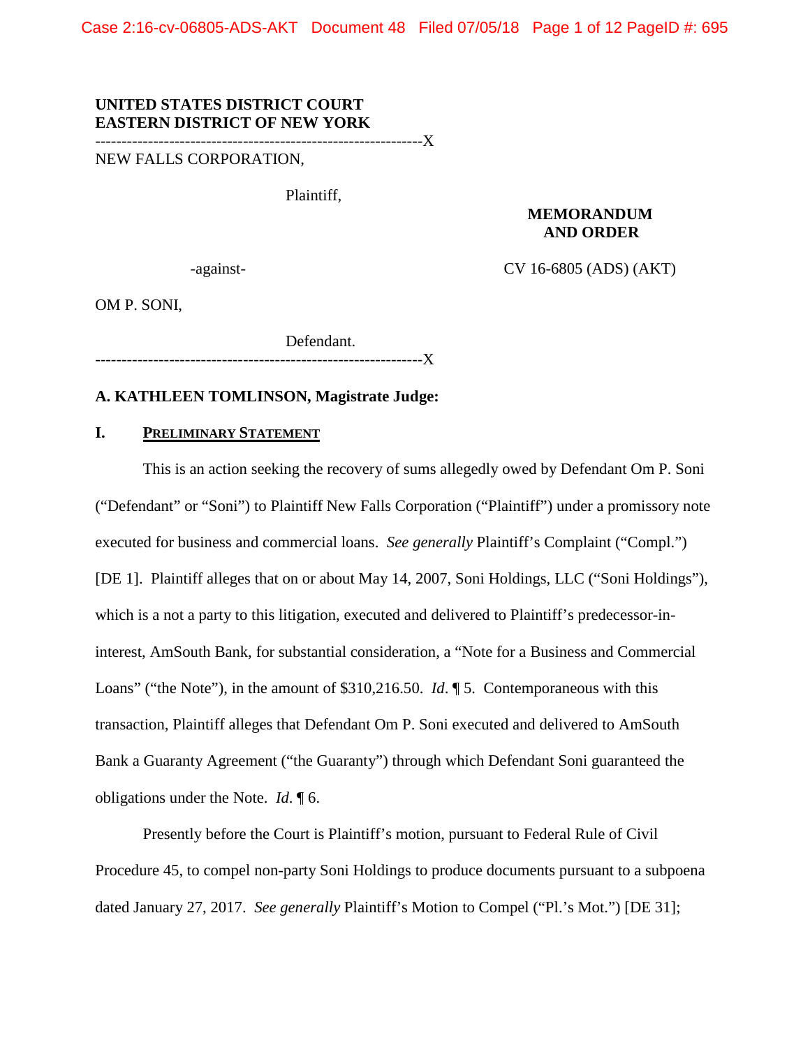**UNITED STATES DISTRICT COURT**
**EASTERN DISTRICT OF NEW YORK**

---------------------------------------------------------------X

NEW FALLS CORPORATION,

Plaintiff,

-against-

OM P. SONI,

Defendant.

---------------------------------------------------------------X

**MEMORANDUM AND ORDER**

CV 16-6805 (ADS) (AKT)

**A. KATHLEEN TOMLINSON, Magistrate Judge:**

## I. PRELIMINARY STATEMENT

This is an action seeking the recovery of sums allegedly owed by Defendant Om P. Soni ("Defendant" or "Soni") to Plaintiff New Falls Corporation ("Plaintiff") under a promissory note executed for business and commercial loans. *See generally* Plaintiff's Complaint ("Compl.") [DE 1]. Plaintiff alleges that on or about May 14, 2007, Soni Holdings, LLC ("Soni Holdings"), which is a not a party to this litigation, executed and delivered to Plaintiff's predecessor-in-interest, AmSouth Bank, for substantial consideration, a "Note for a Business and Commercial Loans" ("the Note"), in the amount of $310,216.50. *Id*. ¶ 5. Contemporaneous with this transaction, Plaintiff alleges that Defendant Om P. Soni executed and delivered to AmSouth Bank a Guaranty Agreement ("the Guaranty") through which Defendant Soni guaranteed the obligations under the Note. *Id*. ¶ 6.

Presently before the Court is Plaintiff's motion, pursuant to Federal Rule of Civil Procedure 45, to compel non-party Soni Holdings to produce documents pursuant to a subpoena dated January 27, 2017. *See generally* Plaintiff's Motion to Compel ("Pl.'s Mot.") [DE 31];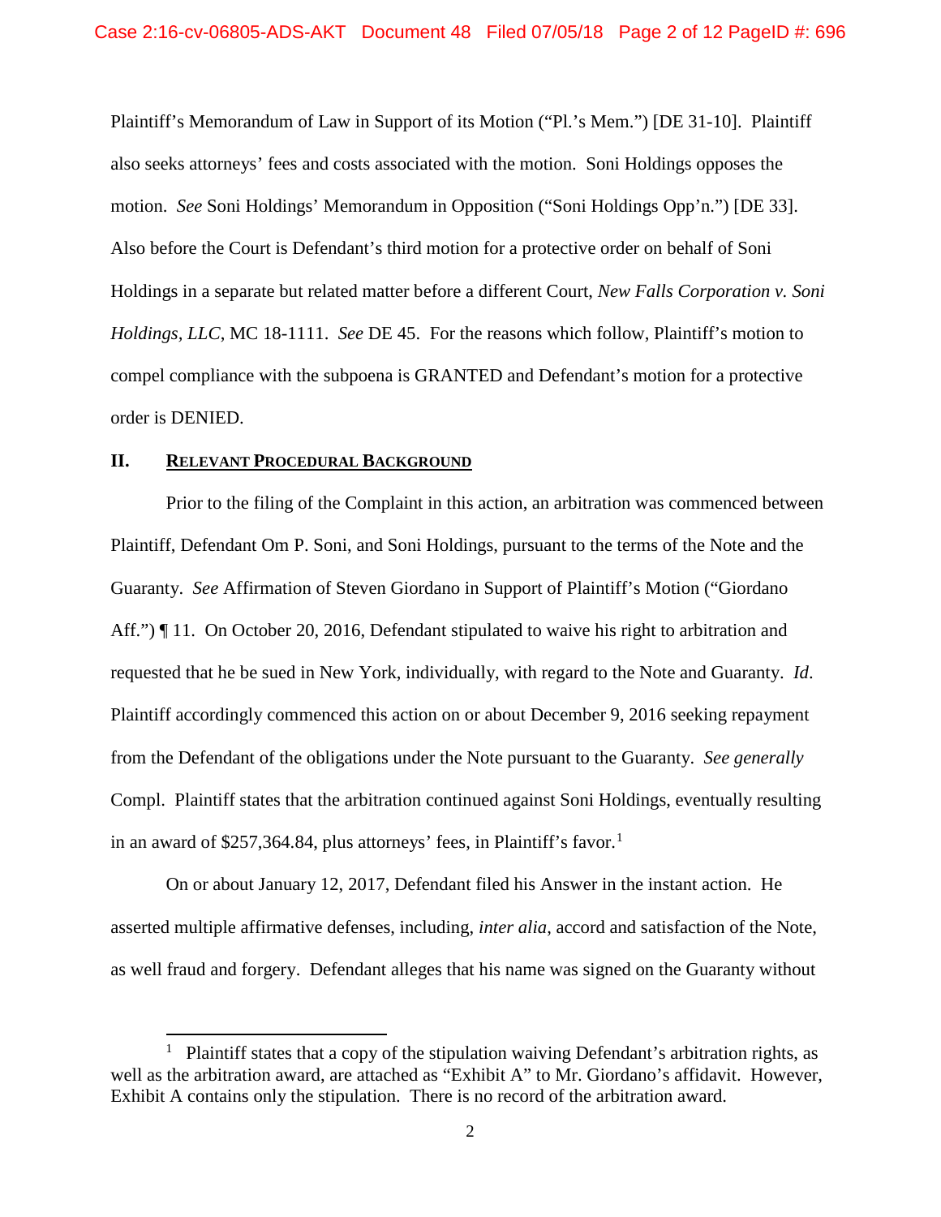Plaintiff's Memorandum of Law in Support of its Motion ("Pl.'s Mem.") [DE 31-10]. Plaintiff also seeks attorneys' fees and costs associated with the motion. Soni Holdings opposes the motion. *See* Soni Holdings' Memorandum in Opposition ("Soni Holdings Opp'n.") [DE 33]. Also before the Court is Defendant's third motion for a protective order on behalf of Soni Holdings in a separate but related matter before a different Court, *New Falls Corporation v. Soni Holdings, LLC*, MC 18-1111. *See* DE 45. For the reasons which follow, Plaintiff's motion to compel compliance with the subpoena is GRANTED and Defendant's motion for a protective order is DENIED.

## II. RELEVANT PROCEDURAL BACKGROUND

Prior to the filing of the Complaint in this action, an arbitration was commenced between Plaintiff, Defendant Om P. Soni, and Soni Holdings, pursuant to the terms of the Note and the Guaranty. *See* Affirmation of Steven Giordano in Support of Plaintiff's Motion ("Giordano Aff.") ¶ 11. On October 20, 2016, Defendant stipulated to waive his right to arbitration and requested that he be sued in New York, individually, with regard to the Note and Guaranty. *Id*. Plaintiff accordingly commenced this action on or about December 9, 2016 seeking repayment from the Defendant of the obligations under the Note pursuant to the Guaranty. *See generally* Compl. Plaintiff states that the arbitration continued against Soni Holdings, eventually resulting in an award of $257,364.84, plus attorneys' fees, in Plaintiff's favor.[1]

On or about January 12, 2017, Defendant filed his Answer in the instant action. He asserted multiple affirmative defenses, including, *inter alia*, accord and satisfaction of the Note, as well fraud and forgery. Defendant alleges that his name was signed on the Guaranty without

---

[1] Plaintiff states that a copy of the stipulation waiving Defendant's arbitration rights, as well as the arbitration award, are attached as "Exhibit A" to Mr. Giordano's affidavit. However, Exhibit A contains only the stipulation. There is no record of the arbitration award.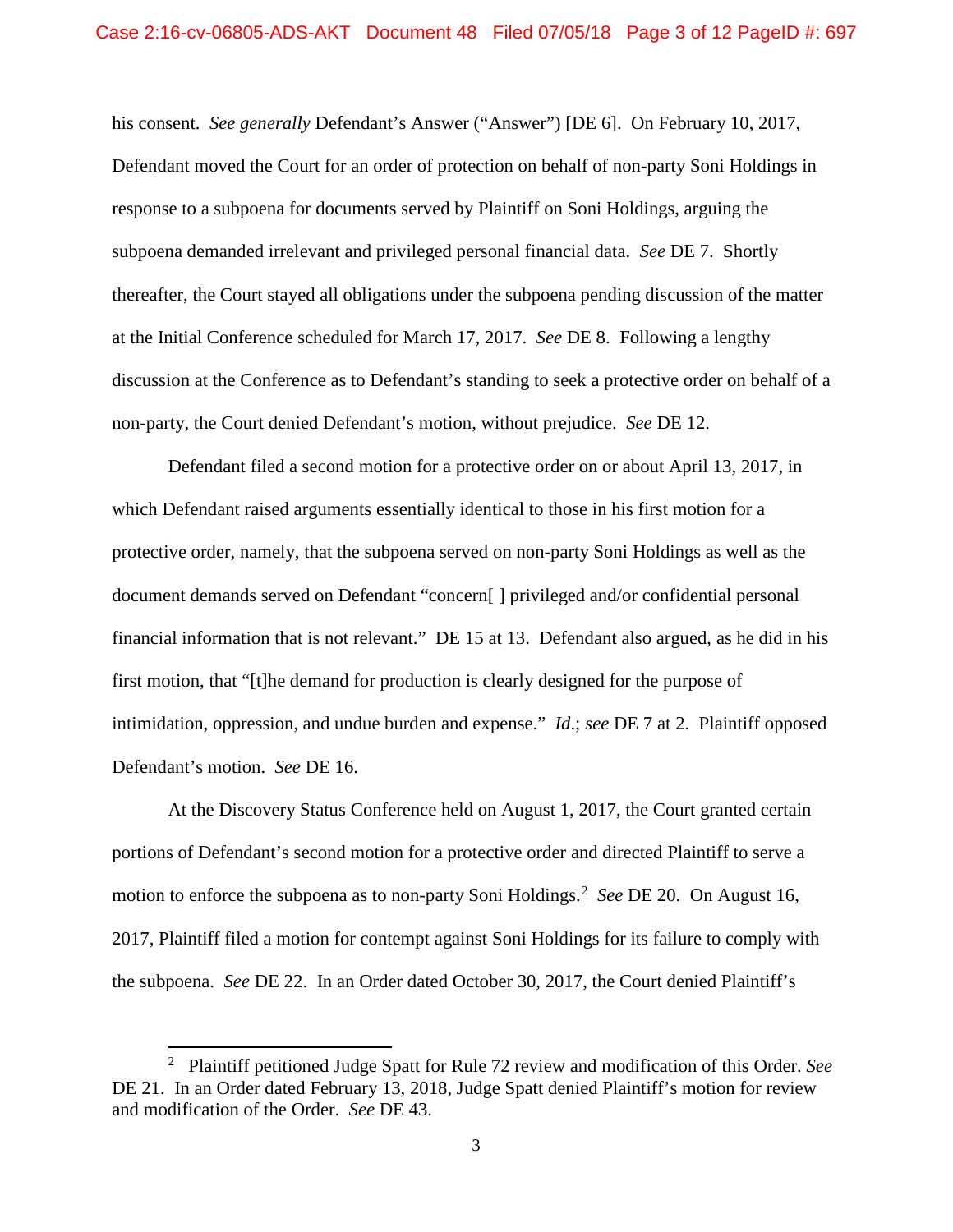his consent. *See generally* Defendant's Answer ("Answer") [DE 6]. On February 10, 2017, Defendant moved the Court for an order of protection on behalf of non-party Soni Holdings in response to a subpoena for documents served by Plaintiff on Soni Holdings, arguing the subpoena demanded irrelevant and privileged personal financial data. *See* DE 7. Shortly thereafter, the Court stayed all obligations under the subpoena pending discussion of the matter at the Initial Conference scheduled for March 17, 2017. *See* DE 8. Following a lengthy discussion at the Conference as to Defendant's standing to seek a protective order on behalf of a non-party, the Court denied Defendant's motion, without prejudice. *See* DE 12.

Defendant filed a second motion for a protective order on or about April 13, 2017, in which Defendant raised arguments essentially identical to those in his first motion for a protective order, namely, that the subpoena served on non-party Soni Holdings as well as the document demands served on Defendant "concern[ ] privileged and/or confidential personal financial information that is not relevant." DE 15 at 13. Defendant also argued, as he did in his first motion, that "[t]he demand for production is clearly designed for the purpose of intimidation, oppression, and undue burden and expense." *Id*.; *see* DE 7 at 2. Plaintiff opposed Defendant's motion. *See* DE 16.

At the Discovery Status Conference held on August 1, 2017, the Court granted certain portions of Defendant's second motion for a protective order and directed Plaintiff to serve a motion to enforce the subpoena as to non-party Soni Holdings.[2] *See* DE 20. On August 16, 2017, Plaintiff filed a motion for contempt against Soni Holdings for its failure to comply with the subpoena. *See* DE 22. In an Order dated October 30, 2017, the Court denied Plaintiff's

---

[2] Plaintiff petitioned Judge Spatt for Rule 72 review and modification of this Order. *See* DE 21. In an Order dated February 13, 2018, Judge Spatt denied Plaintiff's motion for review and modification of the Order. *See* DE 43.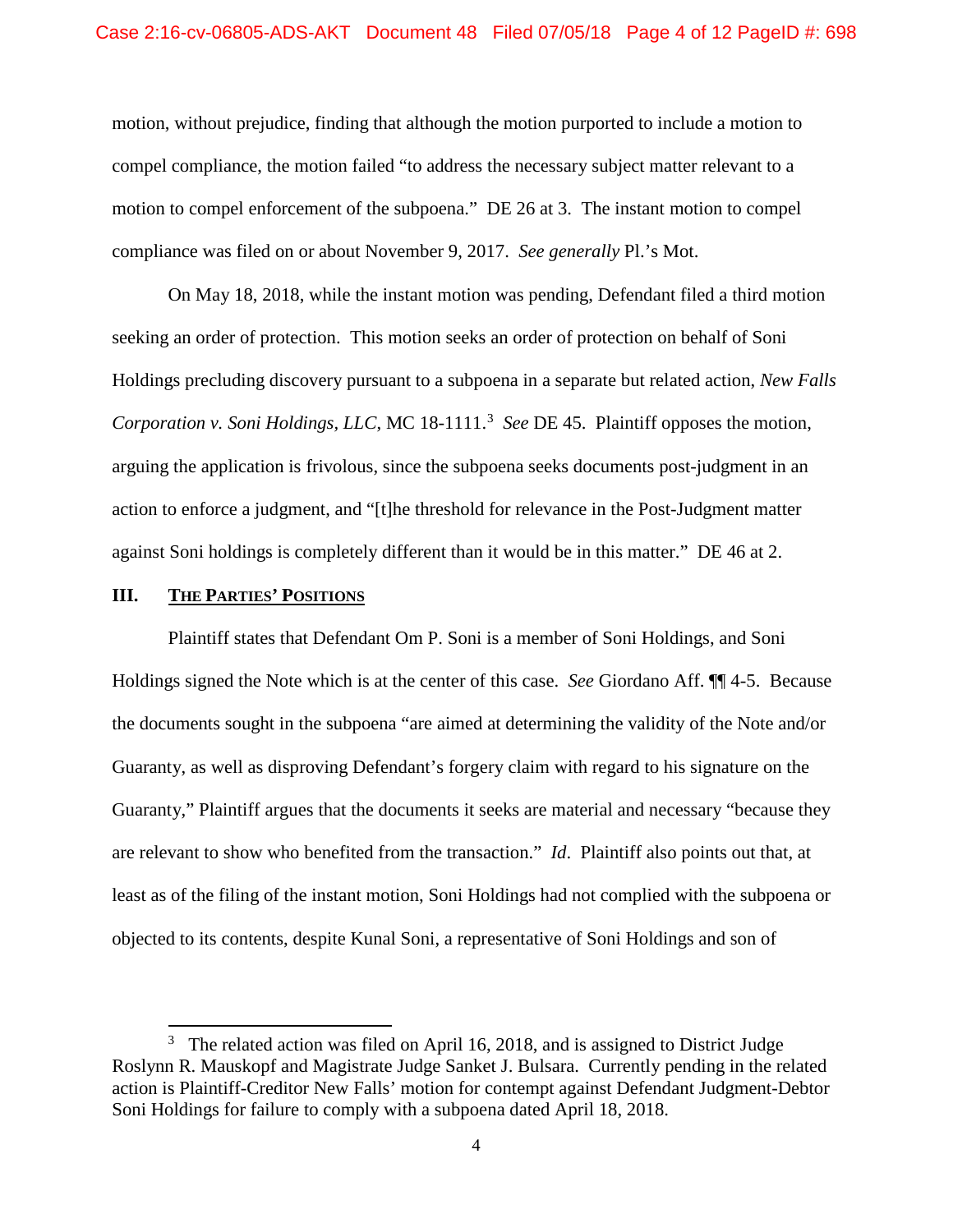motion, without prejudice, finding that although the motion purported to include a motion to compel compliance, the motion failed "to address the necessary subject matter relevant to a motion to compel enforcement of the subpoena." DE 26 at 3. The instant motion to compel compliance was filed on or about November 9, 2017. *See generally* Pl.'s Mot.

On May 18, 2018, while the instant motion was pending, Defendant filed a third motion seeking an order of protection. This motion seeks an order of protection on behalf of Soni Holdings precluding discovery pursuant to a subpoena in a separate but related action, *New Falls Corporation v. Soni Holdings, LLC*, MC 18-1111.[3] *See* DE 45. Plaintiff opposes the motion, arguing the application is frivolous, since the subpoena seeks documents post-judgment in an action to enforce a judgment, and "[t]he threshold for relevance in the Post-Judgment matter against Soni holdings is completely different than it would be in this matter." DE 46 at 2.

## III. THE PARTIES' POSITIONS

Plaintiff states that Defendant Om P. Soni is a member of Soni Holdings, and Soni Holdings signed the Note which is at the center of this case. *See* Giordano Aff. ¶¶ 4-5. Because the documents sought in the subpoena "are aimed at determining the validity of the Note and/or Guaranty, as well as disproving Defendant's forgery claim with regard to his signature on the Guaranty," Plaintiff argues that the documents it seeks are material and necessary "because they are relevant to show who benefited from the transaction." *Id*. Plaintiff also points out that, at least as of the filing of the instant motion, Soni Holdings had not complied with the subpoena or objected to its contents, despite Kunal Soni, a representative of Soni Holdings and son of

---

[3] The related action was filed on April 16, 2018, and is assigned to District Judge Roslynn R. Mauskopf and Magistrate Judge Sanket J. Bulsara. Currently pending in the related action is Plaintiff-Creditor New Falls' motion for contempt against Defendant Judgment-Debtor Soni Holdings for failure to comply with a subpoena dated April 18, 2018.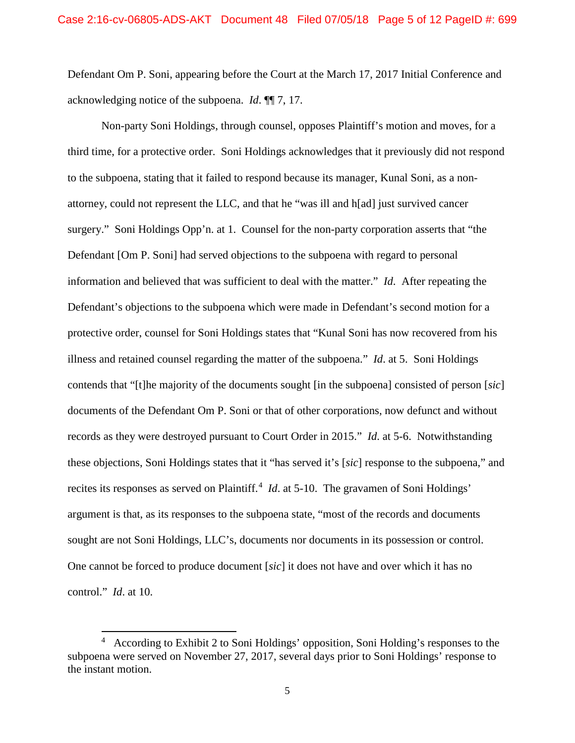Defendant Om P. Soni, appearing before the Court at the March 17, 2017 Initial Conference and acknowledging notice of the subpoena. *Id*. ¶¶ 7, 17.

Non-party Soni Holdings, through counsel, opposes Plaintiff's motion and moves, for a third time, for a protective order. Soni Holdings acknowledges that it previously did not respond to the subpoena, stating that it failed to respond because its manager, Kunal Soni, as a non-attorney, could not represent the LLC, and that he "was ill and h[ad] just survived cancer surgery." Soni Holdings Opp'n. at 1. Counsel for the non-party corporation asserts that "the Defendant [Om P. Soni] had served objections to the subpoena with regard to personal information and believed that was sufficient to deal with the matter." *Id*. After repeating the Defendant's objections to the subpoena which were made in Defendant's second motion for a protective order, counsel for Soni Holdings states that "Kunal Soni has now recovered from his illness and retained counsel regarding the matter of the subpoena." *Id*. at 5. Soni Holdings contends that "[t]he majority of the documents sought [in the subpoena] consisted of person [*sic*] documents of the Defendant Om P. Soni or that of other corporations, now defunct and without records as they were destroyed pursuant to Court Order in 2015." *Id*. at 5-6. Notwithstanding these objections, Soni Holdings states that it "has served it's [*sic*] response to the subpoena," and recites its responses as served on Plaintiff.[4] *Id*. at 5-10. The gravamen of Soni Holdings' argument is that, as its responses to the subpoena state, "most of the records and documents sought are not Soni Holdings, LLC's, documents nor documents in its possession or control. One cannot be forced to produce document [*sic*] it does not have and over which it has no control." *Id*. at 10.

---

[4] According to Exhibit 2 to Soni Holdings' opposition, Soni Holding's responses to the subpoena were served on November 27, 2017, several days prior to Soni Holdings' response to the instant motion.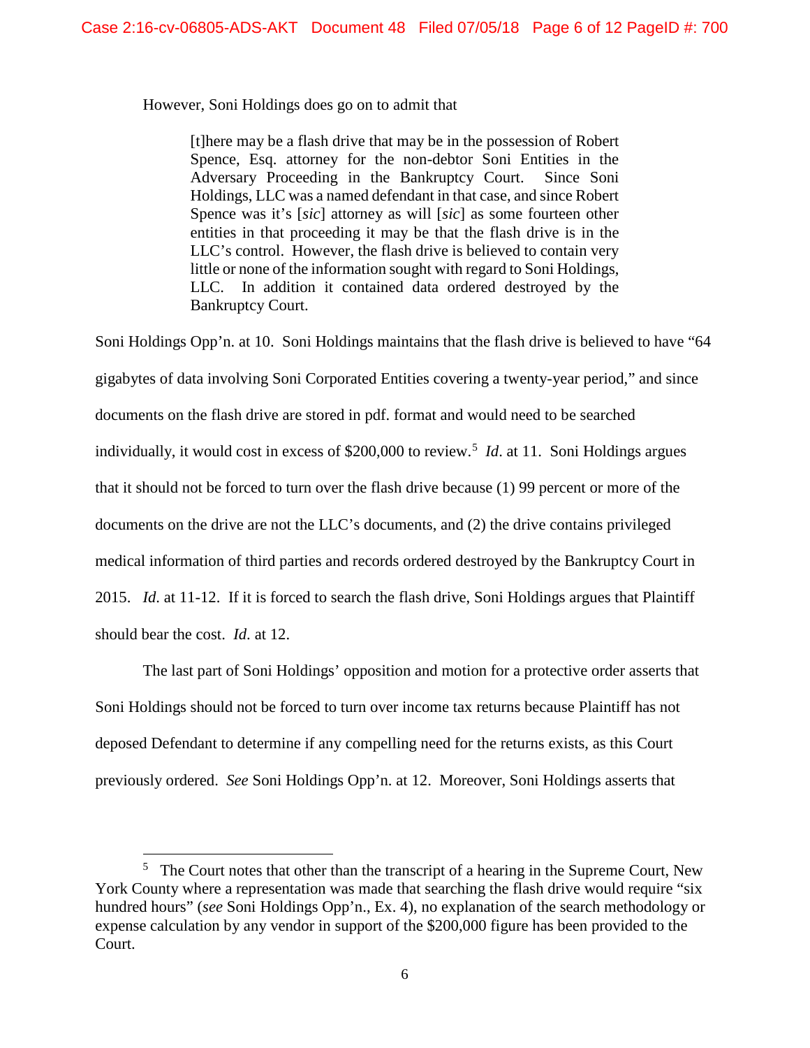However, Soni Holdings does go on to admit that

> [t]here may be a flash drive that may be in the possession of Robert Spence, Esq. attorney for the non-debtor Soni Entities in the Adversary Proceeding in the Bankruptcy Court. Since Soni Holdings, LLC was a named defendant in that case, and since Robert Spence was it's [*sic*] attorney as will [*sic*] as some fourteen other entities in that proceeding it may be that the flash drive is in the LLC's control. However, the flash drive is believed to contain very little or none of the information sought with regard to Soni Holdings, LLC. In addition it contained data ordered destroyed by the Bankruptcy Court.

Soni Holdings Opp'n. at 10. Soni Holdings maintains that the flash drive is believed to have "64 gigabytes of data involving Soni Corporated Entities covering a twenty-year period," and since documents on the flash drive are stored in pdf. format and would need to be searched individually, it would cost in excess of $200,000 to review.[5] *Id*. at 11. Soni Holdings argues that it should not be forced to turn over the flash drive because (1) 99 percent or more of the documents on the drive are not the LLC's documents, and (2) the drive contains privileged medical information of third parties and records ordered destroyed by the Bankruptcy Court in 2015. *Id*. at 11-12. If it is forced to search the flash drive, Soni Holdings argues that Plaintiff should bear the cost. *Id*. at 12.

The last part of Soni Holdings' opposition and motion for a protective order asserts that Soni Holdings should not be forced to turn over income tax returns because Plaintiff has not deposed Defendant to determine if any compelling need for the returns exists, as this Court previously ordered. *See* Soni Holdings Opp'n. at 12. Moreover, Soni Holdings asserts that

---

[5] The Court notes that other than the transcript of a hearing in the Supreme Court, New York County where a representation was made that searching the flash drive would require "six hundred hours" (*see* Soni Holdings Opp'n., Ex. 4), no explanation of the search methodology or expense calculation by any vendor in support of the $200,000 figure has been provided to the Court.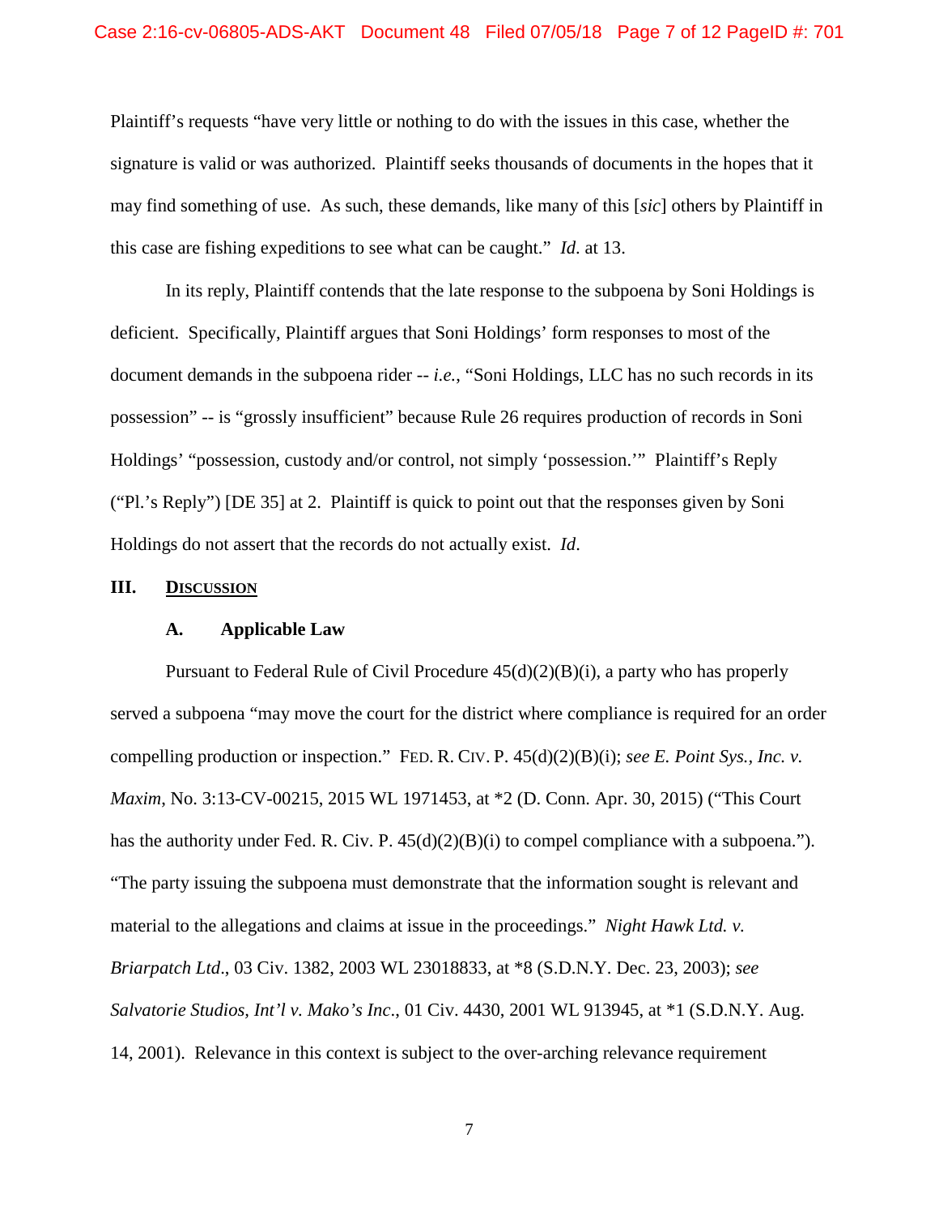Plaintiff's requests "have very little or nothing to do with the issues in this case, whether the signature is valid or was authorized. Plaintiff seeks thousands of documents in the hopes that it may find something of use. As such, these demands, like many of this [*sic*] others by Plaintiff in this case are fishing expeditions to see what can be caught." *Id*. at 13.

In its reply, Plaintiff contends that the late response to the subpoena by Soni Holdings is deficient. Specifically, Plaintiff argues that Soni Holdings' form responses to most of the document demands in the subpoena rider -- *i.e.*, "Soni Holdings, LLC has no such records in its possession" -- is "grossly insufficient" because Rule 26 requires production of records in Soni Holdings' "possession, custody and/or control, not simply 'possession.'" Plaintiff's Reply ("Pl.'s Reply") [DE 35] at 2. Plaintiff is quick to point out that the responses given by Soni Holdings do not assert that the records do not actually exist. *Id*.

## III. <u>DISCUSSION</u>

### A. Applicable Law

Pursuant to Federal Rule of Civil Procedure 45(d)(2)(B)(i), a party who has properly served a subpoena "may move the court for the district where compliance is required for an order compelling production or inspection." FED. R. CIV. P. 45(d)(2)(B)(i); *see E. Point Sys., Inc. v. Maxim*, No. 3:13-CV-00215, 2015 WL 1971453, at *2 (D. Conn. Apr. 30, 2015) ("This Court has the authority under Fed. R. Civ. P. 45(d)(2)(B)(i) to compel compliance with a subpoena."). "The party issuing the subpoena must demonstrate that the information sought is relevant and material to the allegations and claims at issue in the proceedings." *Night Hawk Ltd. v. Briarpatch Ltd*., 03 Civ. 1382, 2003 WL 23018833, at *8 (S.D.N.Y. Dec. 23, 2003); *see Salvatorie Studios, Int'l v. Mako's Inc*., 01 Civ. 4430, 2001 WL 913945, at *1 (S.D.N.Y. Aug. 14, 2001). Relevance in this context is subject to the over-arching relevance requirement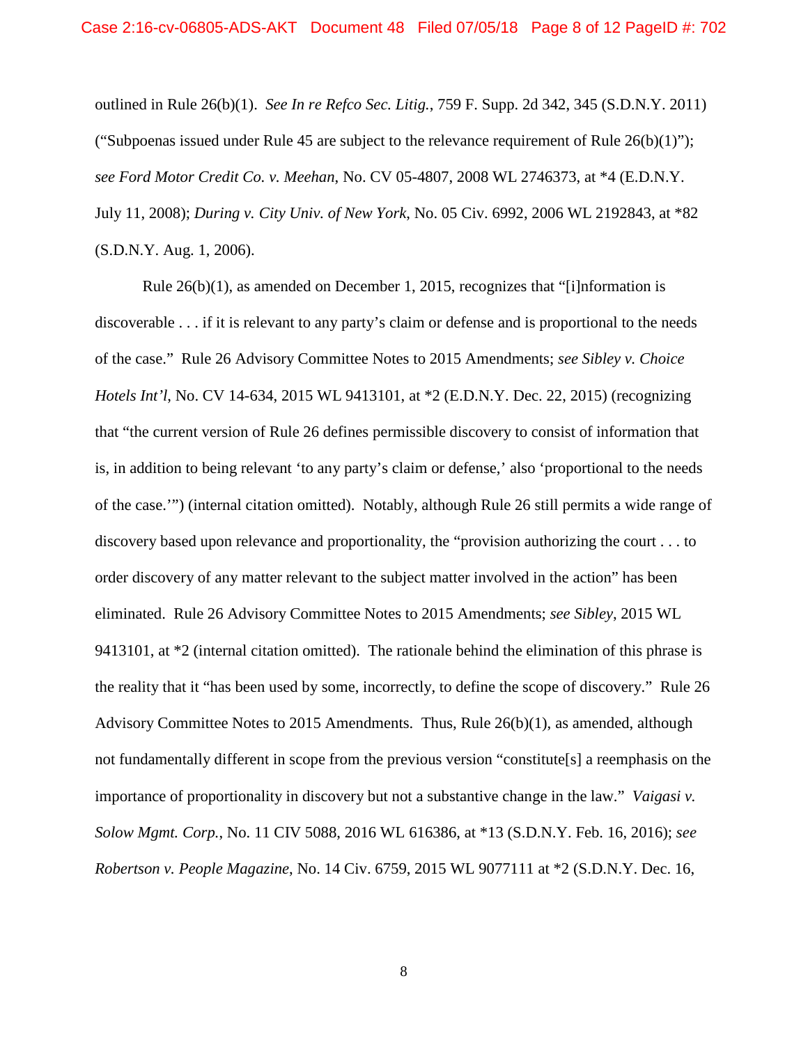outlined in Rule 26(b)(1). *See In re Refco Sec. Litig.*, 759 F. Supp. 2d 342, 345 (S.D.N.Y. 2011) ("Subpoenas issued under Rule 45 are subject to the relevance requirement of Rule 26(b)(1)"); *see Ford Motor Credit Co. v. Meehan*, No. CV 05-4807, 2008 WL 2746373, at *4 (E.D.N.Y. July 11, 2008); *During v. City Univ. of New York*, No. 05 Civ. 6992, 2006 WL 2192843, at *82 (S.D.N.Y. Aug. 1, 2006).

Rule 26(b)(1), as amended on December 1, 2015, recognizes that "[i]nformation is discoverable . . . if it is relevant to any party's claim or defense and is proportional to the needs of the case." Rule 26 Advisory Committee Notes to 2015 Amendments; *see Sibley v. Choice Hotels Int'l*, No. CV 14-634, 2015 WL 9413101, at *2 (E.D.N.Y. Dec. 22, 2015) (recognizing that "the current version of Rule 26 defines permissible discovery to consist of information that is, in addition to being relevant 'to any party's claim or defense,' also 'proportional to the needs of the case.'") (internal citation omitted). Notably, although Rule 26 still permits a wide range of discovery based upon relevance and proportionality, the "provision authorizing the court . . . to order discovery of any matter relevant to the subject matter involved in the action" has been eliminated. Rule 26 Advisory Committee Notes to 2015 Amendments; *see Sibley*, 2015 WL 9413101, at *2 (internal citation omitted). The rationale behind the elimination of this phrase is the reality that it "has been used by some, incorrectly, to define the scope of discovery." Rule 26 Advisory Committee Notes to 2015 Amendments. Thus, Rule 26(b)(1), as amended, although not fundamentally different in scope from the previous version "constitute[s] a reemphasis on the importance of proportionality in discovery but not a substantive change in the law." *Vaigasi v. Solow Mgmt. Corp.*, No. 11 CIV 5088, 2016 WL 616386, at *13 (S.D.N.Y. Feb. 16, 2016); *see Robertson v. People Magazine*, No. 14 Civ. 6759, 2015 WL 9077111 at *2 (S.D.N.Y. Dec. 16,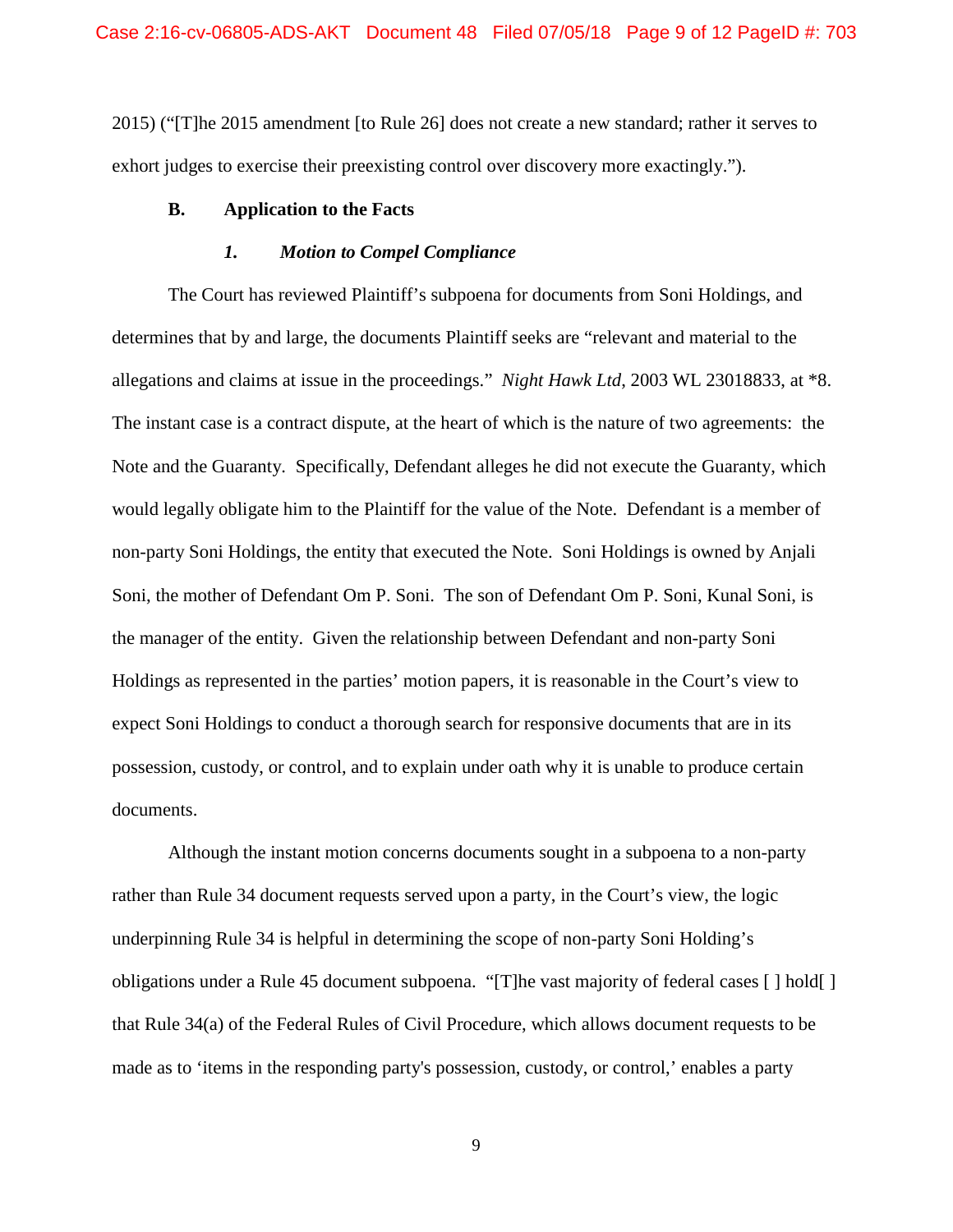2015) ("[T]he 2015 amendment [to Rule 26] does not create a new standard; rather it serves to exhort judges to exercise their preexisting control over discovery more exactingly.").

## B. Application to the Facts

### *1. Motion to Compel Compliance*

The Court has reviewed Plaintiff's subpoena for documents from Soni Holdings, and determines that by and large, the documents Plaintiff seeks are "relevant and material to the allegations and claims at issue in the proceedings." *Night Hawk Ltd*, 2003 WL 23018833, at *8. The instant case is a contract dispute, at the heart of which is the nature of two agreements: the Note and the Guaranty. Specifically, Defendant alleges he did not execute the Guaranty, which would legally obligate him to the Plaintiff for the value of the Note. Defendant is a member of non-party Soni Holdings, the entity that executed the Note. Soni Holdings is owned by Anjali Soni, the mother of Defendant Om P. Soni. The son of Defendant Om P. Soni, Kunal Soni, is the manager of the entity. Given the relationship between Defendant and non-party Soni Holdings as represented in the parties' motion papers, it is reasonable in the Court's view to expect Soni Holdings to conduct a thorough search for responsive documents that are in its possession, custody, or control, and to explain under oath why it is unable to produce certain documents.

Although the instant motion concerns documents sought in a subpoena to a non-party rather than Rule 34 document requests served upon a party, in the Court's view, the logic underpinning Rule 34 is helpful in determining the scope of non-party Soni Holding's obligations under a Rule 45 document subpoena. "[T]he vast majority of federal cases [ ] hold[ ] that Rule 34(a) of the Federal Rules of Civil Procedure, which allows document requests to be made as to 'items in the responding party's possession, custody, or control,' enables a party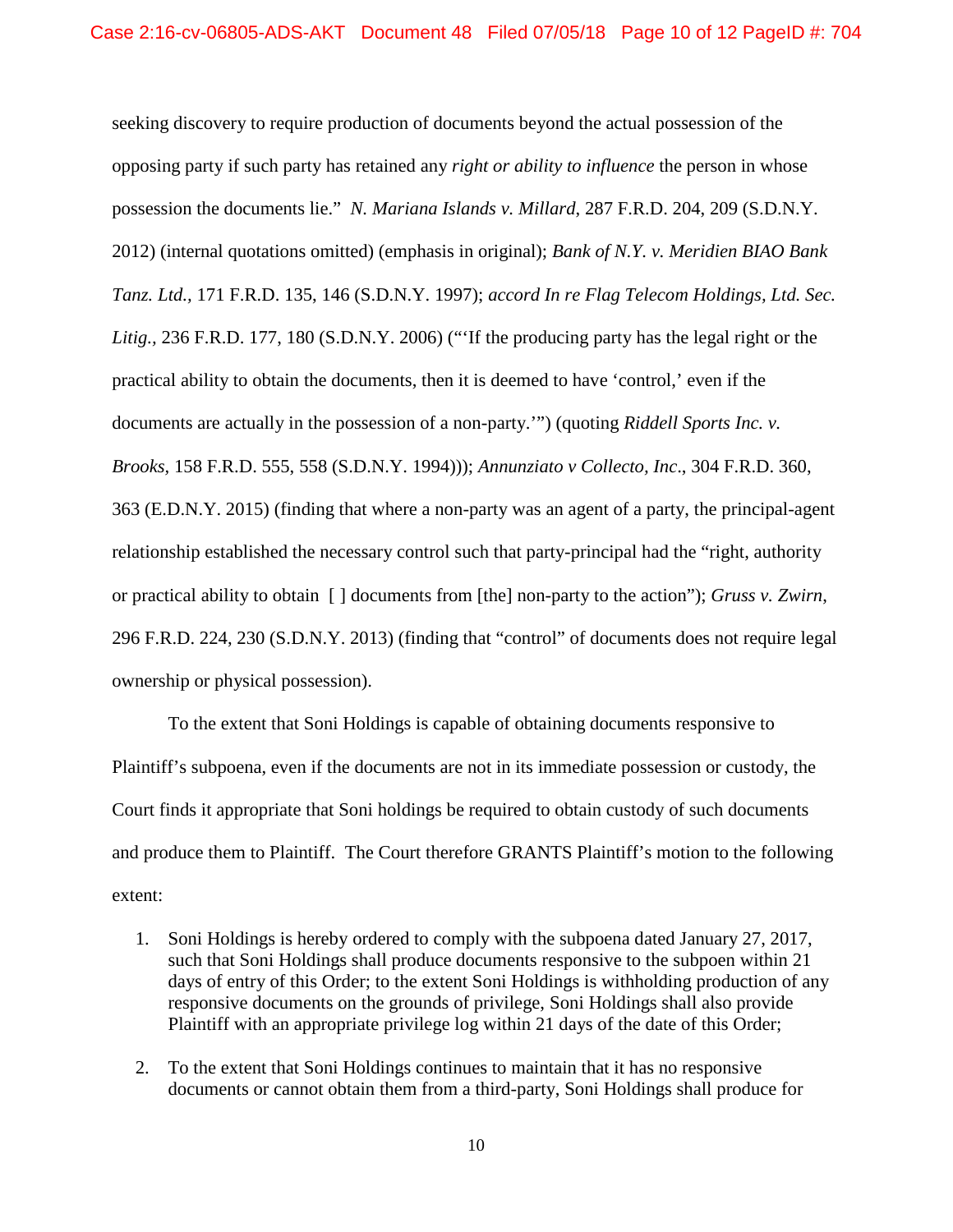seeking discovery to require production of documents beyond the actual possession of the opposing party if such party has retained any *right or ability to influence* the person in whose possession the documents lie." *N. Mariana Islands v. Millard*, 287 F.R.D. 204, 209 (S.D.N.Y. 2012) (internal quotations omitted) (emphasis in original); *Bank of N.Y. v. Meridien BIAO Bank Tanz. Ltd.*, 171 F.R.D. 135, 146 (S.D.N.Y. 1997); *accord In re Flag Telecom Holdings, Ltd. Sec. Litig.*, 236 F.R.D. 177, 180 (S.D.N.Y. 2006) ("'If the producing party has the legal right or the practical ability to obtain the documents, then it is deemed to have 'control,' even if the documents are actually in the possession of a non-party.'") (quoting *Riddell Sports Inc. v. Brooks*, 158 F.R.D. 555, 558 (S.D.N.Y. 1994))); *Annunziato v Collecto, Inc*., 304 F.R.D. 360, 363 (E.D.N.Y. 2015) (finding that where a non-party was an agent of a party, the principal-agent relationship established the necessary control such that party-principal had the "right, authority or practical ability to obtain [ ] documents from [the] non-party to the action"); *Gruss v. Zwirn*, 296 F.R.D. 224, 230 (S.D.N.Y. 2013) (finding that "control" of documents does not require legal ownership or physical possession).

To the extent that Soni Holdings is capable of obtaining documents responsive to Plaintiff's subpoena, even if the documents are not in its immediate possession or custody, the Court finds it appropriate that Soni holdings be required to obtain custody of such documents and produce them to Plaintiff. The Court therefore GRANTS Plaintiff's motion to the following extent:

1. Soni Holdings is hereby ordered to comply with the subpoena dated January 27, 2017, such that Soni Holdings shall produce documents responsive to the subpoen within 21 days of entry of this Order; to the extent Soni Holdings is withholding production of any responsive documents on the grounds of privilege, Soni Holdings shall also provide Plaintiff with an appropriate privilege log within 21 days of the date of this Order;

2. To the extent that Soni Holdings continues to maintain that it has no responsive documents or cannot obtain them from a third-party, Soni Holdings shall produce for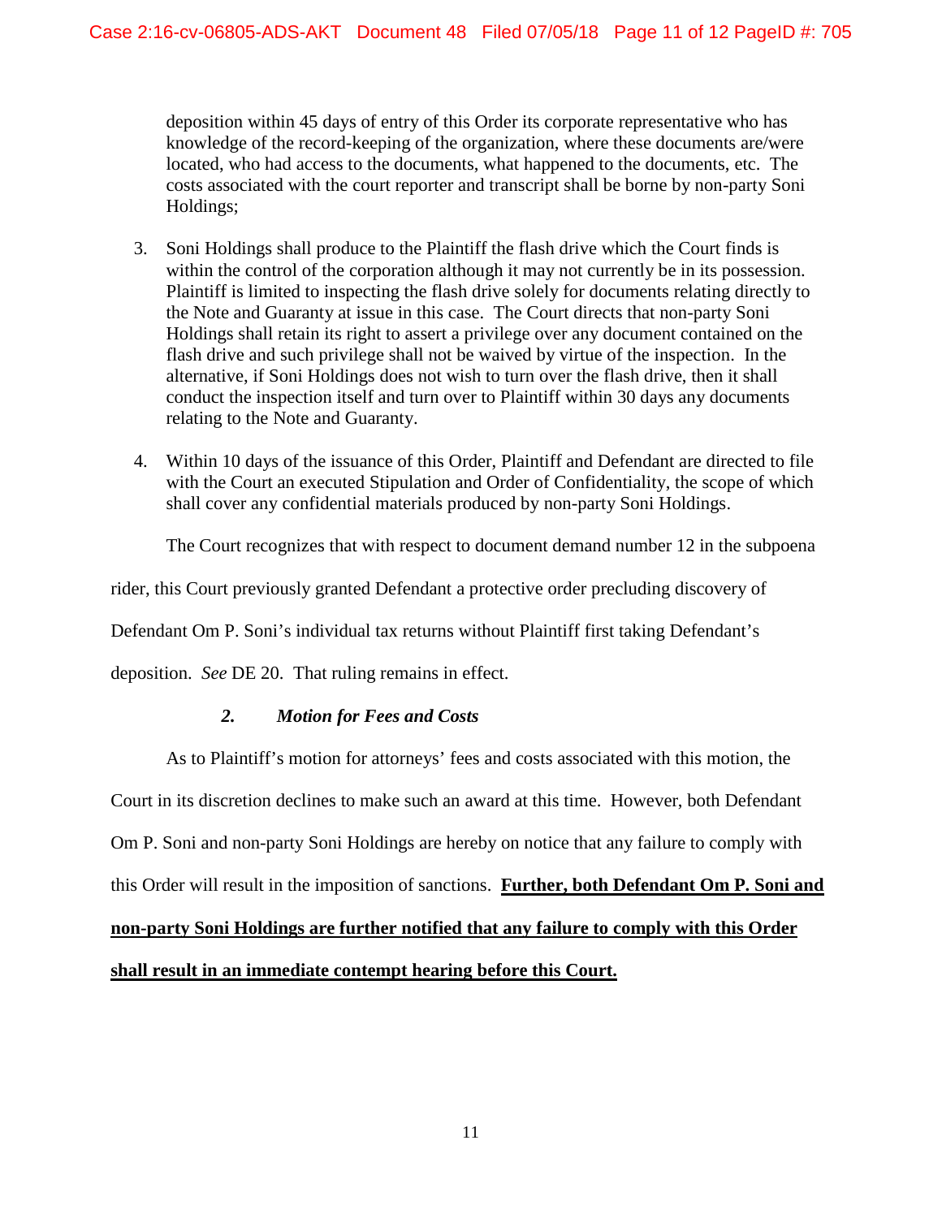deposition within 45 days of entry of this Order its corporate representative who has knowledge of the record-keeping of the organization, where these documents are/were located, who had access to the documents, what happened to the documents, etc. The costs associated with the court reporter and transcript shall be borne by non-party Soni Holdings;

3. Soni Holdings shall produce to the Plaintiff the flash drive which the Court finds is within the control of the corporation although it may not currently be in its possession. Plaintiff is limited to inspecting the flash drive solely for documents relating directly to the Note and Guaranty at issue in this case. The Court directs that non-party Soni Holdings shall retain its right to assert a privilege over any document contained on the flash drive and such privilege shall not be waived by virtue of the inspection. In the alternative, if Soni Holdings does not wish to turn over the flash drive, then it shall conduct the inspection itself and turn over to Plaintiff within 30 days any documents relating to the Note and Guaranty.

4. Within 10 days of the issuance of this Order, Plaintiff and Defendant are directed to file with the Court an executed Stipulation and Order of Confidentiality, the scope of which shall cover any confidential materials produced by non-party Soni Holdings.

The Court recognizes that with respect to document demand number 12 in the subpoena rider, this Court previously granted Defendant a protective order precluding discovery of Defendant Om P. Soni's individual tax returns without Plaintiff first taking Defendant's deposition. *See* DE 20. That ruling remains in effect.

### ***2. Motion for Fees and Costs***

As to Plaintiff's motion for attorneys' fees and costs associated with this motion, the Court in its discretion declines to make such an award at this time. However, both Defendant Om P. Soni and non-party Soni Holdings are hereby on notice that any failure to comply with this Order will result in the imposition of sanctions. **Further, both Defendant Om P. Soni and non-party Soni Holdings are further notified that any failure to comply with this Order shall result in an immediate contempt hearing before this Court.**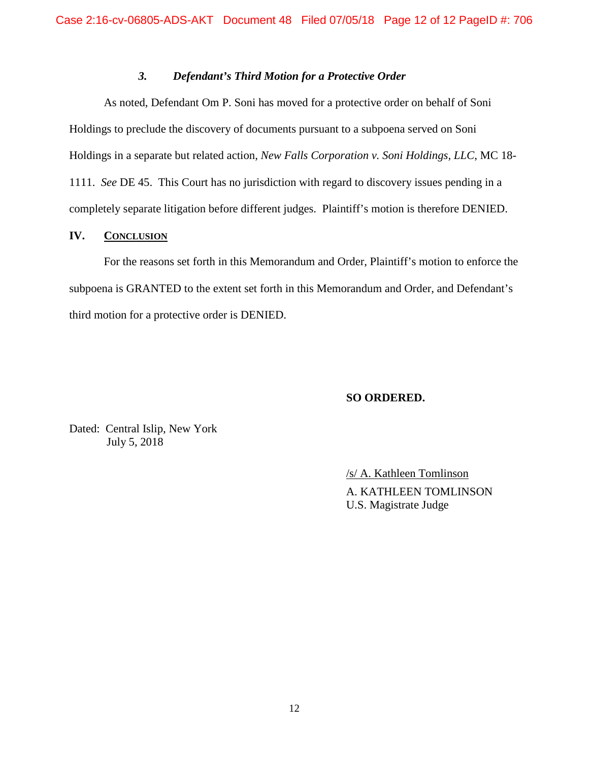### *3. Defendant's Third Motion for a Protective Order*

As noted, Defendant Om P. Soni has moved for a protective order on behalf of Soni Holdings to preclude the discovery of documents pursuant to a subpoena served on Soni Holdings in a separate but related action, *New Falls Corporation v. Soni Holdings, LLC*, MC 18-1111. *See* DE 45. This Court has no jurisdiction with regard to discovery issues pending in a completely separate litigation before different judges. Plaintiff's motion is therefore DENIED.

## IV. CONCLUSION

For the reasons set forth in this Memorandum and Order, Plaintiff's motion to enforce the subpoena is GRANTED to the extent set forth in this Memorandum and Order, and Defendant's third motion for a protective order is DENIED.

**SO ORDERED.**

Dated: Central Islip, New York
July 5, 2018

/s/ A. Kathleen Tomlinson
A. KATHLEEN TOMLINSON
U.S. Magistrate Judge